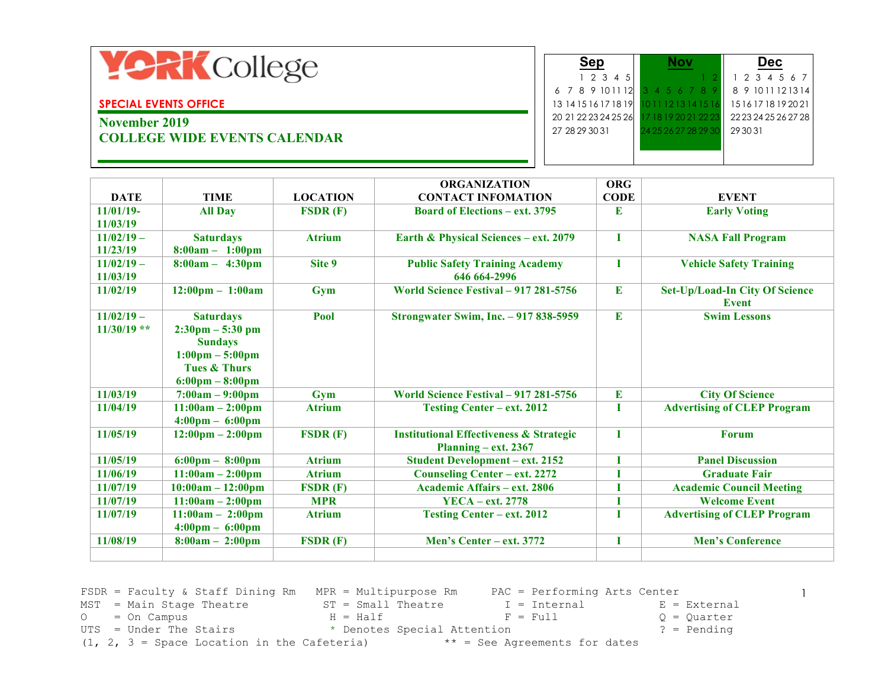YORK College

**SPECIAL EVENTS OFFICE**

**November 2019**
**COLLEGE WIDE EVENTS CALENDAR**

| Sep | | | | | | |
|---|---|---|---|---|---|---|
| | 1 | 2 | 3 | 4 | 5 | |
| 6 | 7 | 8 | 9 | 10 | 11 | 12 |
| 13 | 14 | 15 | 16 | 17 | 18 | 19 |
| 20 | 21 | 22 | 23 | 24 | 25 | 26 |
| 27 | 28 | 29 | 30 | 31 | | |

| Nov | | | | | | |
|---|---|---|---|---|---|---|
| | | | | | 1 | 2 |
| 3 | 4 | 5 | 6 | 7 | 8 | 9 |
| 10 | 11 | 12 | 13 | 14 | 15 | 16 |
| 17 | 18 | 19 | 20 | 21 | 22 | 23 |
| 24 | 25 | 26 | 27 | 28 | 29 | 30 |

| Dec | | | | | | |
|---|---|---|---|---|---|---|
| 1 | 2 | 3 | 4 | 5 | 6 | 7 |
| 8 | 9 | 10 | 11 | 12 | 13 | 14 |
| 15 | 16 | 17 | 18 | 19 | 20 | 21 |
| 22 | 23 | 24 | 25 | 26 | 27 | 28 |
| 29 | 30 | 31 | | | | |

| DATE | TIME | LOCATION | ORGANIZATION CONTACT INFOMATION | ORG CODE | EVENT |
|---|---|---|---|---|---|
| 11/01/19- 11/03/19 | All Day | FSDR (F) | Board of Elections – ext. 3795 | E | Early Voting |
| 11/02/19 – 11/23/19 | Saturdays 8:00am – 1:00pm | Atrium | Earth & Physical Sciences – ext. 2079 | I | NASA Fall Program |
| 11/02/19 – 11/03/19 | 8:00am – 4:30pm | Site 9 | Public Safety Training Academy 646 664-2996 | I | Vehicle Safety Training |
| 11/02/19 | 12:00pm – 1:00am | Gym | World Science Festival – 917 281-5756 | E | Set-Up/Load-In City Of Science Event |
| 11/02/19 – 11/30/19 ** | Saturdays 2:30pm – 5:30 pm Sundays 1:00pm – 5:00pm Tues & Thurs 6:00pm – 8:00pm | Pool | Strongwater Swim, Inc. – 917 838-5959 | E | Swim Lessons |
| 11/03/19 | 7:00am – 9:00pm | Gym | World Science Festival – 917 281-5756 | E | City Of Science |
| 11/04/19 | 11:00am – 2:00pm 4:00pm – 6:00pm | Atrium | Testing Center – ext. 2012 | I | Advertising of CLEP Program |
| 11/05/19 | 12:00pm – 2:00pm | FSDR (F) | Institutional Effectiveness & Strategic Planning – ext. 2367 | I | Forum |
| 11/05/19 | 6:00pm – 8:00pm | Atrium | Student Development – ext. 2152 | I | Panel Discussion |
| 11/06/19 | 11:00am – 2:00pm | Atrium | Counseling Center – ext. 2272 | I | Graduate Fair |
| 11/07/19 | 10:00am – 12:00pm | FSDR (F) | Academic Affairs – ext. 2806 | I | Academic Council Meeting |
| 11/07/19 | 11:00am – 2:00pm | MPR | YECA – ext. 2778 | I | Welcome Event |
| 11/07/19 | 11:00am – 2:00pm 4:00pm – 6:00pm | Atrium | Testing Center – ext. 2012 | I | Advertising of CLEP Program |
| 11/08/19 | 8:00am – 2:00pm | FSDR (F) | Men's Center – ext. 3772 | I | Men's Conference |
| | | | | | |

FSDR = Faculty & Staff Dining Rm   MPR = Multipurpose Rm   PAC = Performing Arts Center
MST = Main Stage Theatre   ST = Small Theatre   I = Internal   E = External
O = On Campus   H = Half   F = Full   Q = Quarter
UTS = Under The Stairs   * Denotes Special Attention   ? = Pending
(1, 2, 3 = Space Location in the Cafeteria)   ** = See Agreements for dates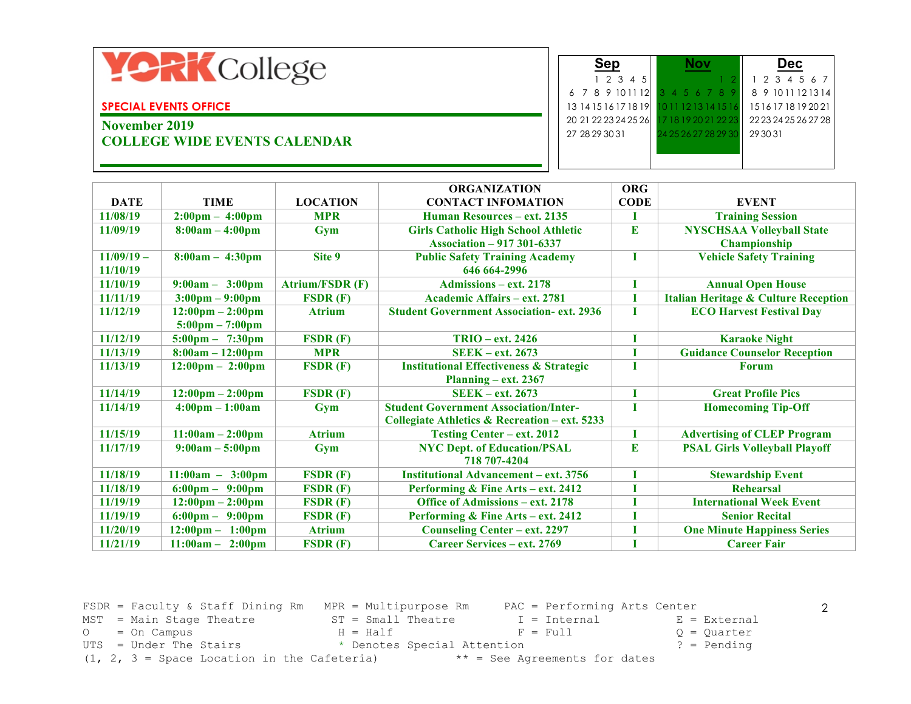YORK College

**SPECIAL EVENTS OFFICE**

**November 2019**
**COLLEGE WIDE EVENTS CALENDAR**

| Sep | | | | | | |
|---|---|---|---|---|---|---|
| | 1 | 2 | 3 | 4 | 5 | |
| 6 | 7 | 8 | 9 | 10 | 11 | 12 |
| 13 | 14 | 15 | 16 | 17 | 18 | 19 |
| 20 | 21 | 22 | 23 | 24 | 25 | 26 |
| 27 | 28 | 29 | 30 | 31 | | |

| Nov | | | | | | |
|---|---|---|---|---|---|---|
| | | | | | 1 | 2 |
| 3 | 4 | 5 | 6 | 7 | 8 | 9 |
| 10 | 11 | 12 | 13 | 14 | 15 | 16 |
| 17 | 18 | 19 | 20 | 21 | 22 | 23 |
| 24 | 25 | 26 | 27 | 28 | 29 | 30 |

| Dec | | | | | | |
|---|---|---|---|---|---|---|
| 1 | 2 | 3 | 4 | 5 | 6 | 7 |
| 8 | 9 | 10 | 11 | 12 | 13 | 14 |
| 15 | 16 | 17 | 18 | 19 | 20 | 21 |
| 22 | 23 | 24 | 25 | 26 | 27 | 28 |
| 29 | 30 | 31 | | | | |

| DATE | TIME | LOCATION | ORGANIZATION CONTACT INFOMATION | ORG CODE | EVENT |
|---|---|---|---|---|---|
| 11/08/19 | 2:00pm – 4:00pm | MPR | Human Resources – ext. 2135 | I | Training Session |
| 11/09/19 | 8:00am – 4:00pm | Gym | Girls Catholic High School Athletic Association – 917 301-6337 | E | NYSCHSAA Volleyball State Championship |
| 11/09/19 – 11/10/19 | 8:00am – 4:30pm | Site 9 | Public Safety Training Academy 646 664-2996 | I | Vehicle Safety Training |
| 11/10/19 | 9:00am – 3:00pm | Atrium/FSDR (F) | Admissions – ext. 2178 | I | Annual Open House |
| 11/11/19 | 3:00pm – 9:00pm | FSDR (F) | Academic Affairs – ext. 2781 | I | Italian Heritage & Culture Reception |
| 11/12/19 | 12:00pm – 2:00pm 5:00pm – 7:00pm | Atrium | Student Government Association- ext. 2936 | I | ECO Harvest Festival Day |
| 11/12/19 | 5:00pm – 7:30pm | FSDR (F) | TRIO – ext. 2426 | I | Karaoke Night |
| 11/13/19 | 8:00am – 12:00pm | MPR | SEEK – ext. 2673 | I | Guidance Counselor Reception |
| 11/13/19 | 12:00pm – 2:00pm | FSDR (F) | Institutional Effectiveness & Strategic Planning – ext. 2367 | I | Forum |
| 11/14/19 | 12:00pm – 2:00pm | FSDR (F) | SEEK – ext. 2673 | I | Great Profile Pics |
| 11/14/19 | 4:00pm – 1:00am | Gym | Student Government Association/Inter-Collegiate Athletics & Recreation – ext. 5233 | I | Homecoming Tip-Off |
| 11/15/19 | 11:00am – 2:00pm | Atrium | Testing Center – ext. 2012 | I | Advertising of CLEP Program |
| 11/17/19 | 9:00am – 5:00pm | Gym | NYC Dept. of Education/PSAL 718 707-4204 | E | PSAL Girls Volleyball Playoff |
| 11/18/19 | 11:00am – 3:00pm | FSDR (F) | Institutional Advancement – ext. 3756 | I | Stewardship Event |
| 11/18/19 | 6:00pm – 9:00pm | FSDR (F) | Performing & Fine Arts – ext. 2412 | I | Rehearsal |
| 11/19/19 | 12:00pm – 2:00pm | FSDR (F) | Office of Admissions – ext. 2178 | I | International Week Event |
| 11/19/19 | 6:00pm – 9:00pm | FSDR (F) | Performing & Fine Arts – ext. 2412 | I | Senior Recital |
| 11/20/19 | 12:00pm – 1:00pm | Atrium | Counseling Center – ext. 2297 | I | One Minute Happiness Series |
| 11/21/19 | 11:00am – 2:00pm | FSDR (F) | Career Services – ext. 2769 | I | Career Fair |

FSDR = Faculty & Staff Dining Rm  MPR = Multipurpose Rm  PAC = Performing Arts Center
MST = Main Stage Theatre  ST = Small Theatre  I = Internal  E = External
O = On Campus  H = Half  F = Full  Q = Quarter
UTS = Under The Stairs  * Denotes Special Attention  ? = Pending
(1, 2, 3 = Space Location in the Cafeteria)  ** = See Agreements for dates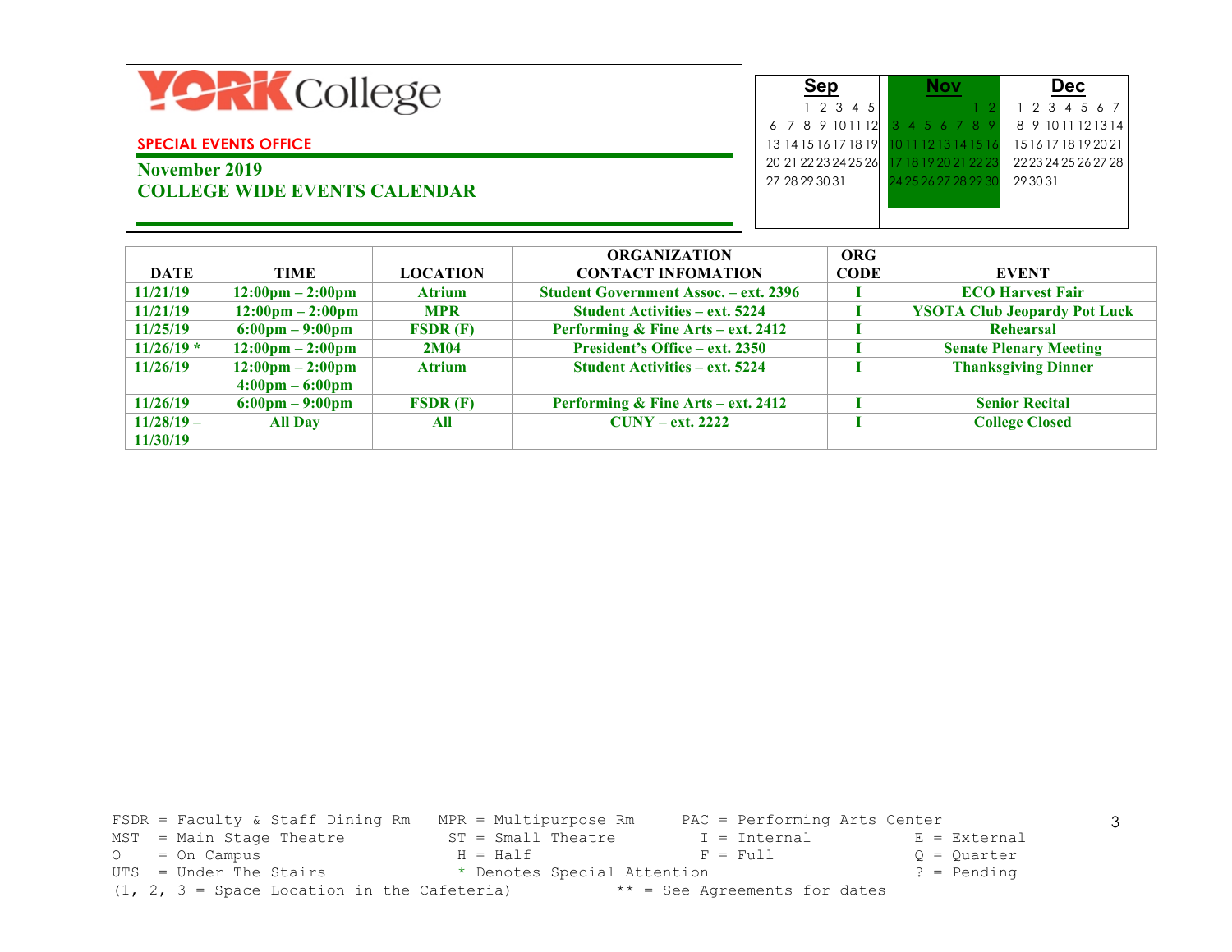# YORK College

**SPECIAL EVENTS OFFICE**

**November 2019**
**COLLEGE WIDE EVENTS CALENDAR**

| Sep | | | | | | |
|---|---|---|---|---|---|---|
| | | | 1 | 2 | 3 | 4 5 |

| Sep | Nov | Dec |
|---|---|---|
| 1 2 3 4 5 | 1 2 | 1 2 3 4 5 6 7 |
| 6 7 8 9 10 11 12 | 3 4 5 6 7 8 9 | 8 9 10 11 12 13 14 |
| 13 14 15 16 17 18 19 | 10 11 12 13 14 15 16 | 15 16 17 18 19 20 21 |
| 20 21 22 23 24 25 26 | 17 18 19 20 21 22 23 | 22 23 24 25 26 27 28 |
| 27 28 29 30 31 | 24 25 26 27 28 29 30 | 29 30 31 |

| DATE | TIME | LOCATION | ORGANIZATION CONTACT INFOMATION | ORG CODE | EVENT |
|---|---|---|---|---|---|
| 11/21/19 | 12:00pm – 2:00pm | Atrium | Student Government Assoc. – ext. 2396 | I | ECO Harvest Fair |
| 11/21/19 | 12:00pm – 2:00pm | MPR | Student Activities – ext. 5224 | I | YSOTA Club Jeopardy Pot Luck |
| 11/25/19 | 6:00pm – 9:00pm | FSDR (F) | Performing & Fine Arts – ext. 2412 | I | Rehearsal |
| 11/26/19 * | 12:00pm – 2:00pm | 2M04 | President's Office – ext. 2350 | I | Senate Plenary Meeting |
| 11/26/19 | 12:00pm – 2:00pm<br>4:00pm – 6:00pm | Atrium | Student Activities – ext. 5224 | I | Thanksgiving Dinner |
| 11/26/19 | 6:00pm – 9:00pm | FSDR (F) | Performing & Fine Arts – ext. 2412 | I | Senior Recital |
| 11/28/19 – 11/30/19 | All Day | All | CUNY – ext. 2222 | I | College Closed |

FSDR = Faculty & Staff Dining Rm　MPR = Multipurpose Rm　PAC = Performing Arts Center
MST = Main Stage Theatre　ST = Small Theatre　I = Internal　E = External
O = On Campus　H = Half　F = Full　Q = Quarter
UTS = Under The Stairs　* Denotes Special Attention　? = Pending
(1, 2, 3 = Space Location in the Cafeteria)　** = See Agreements for dates